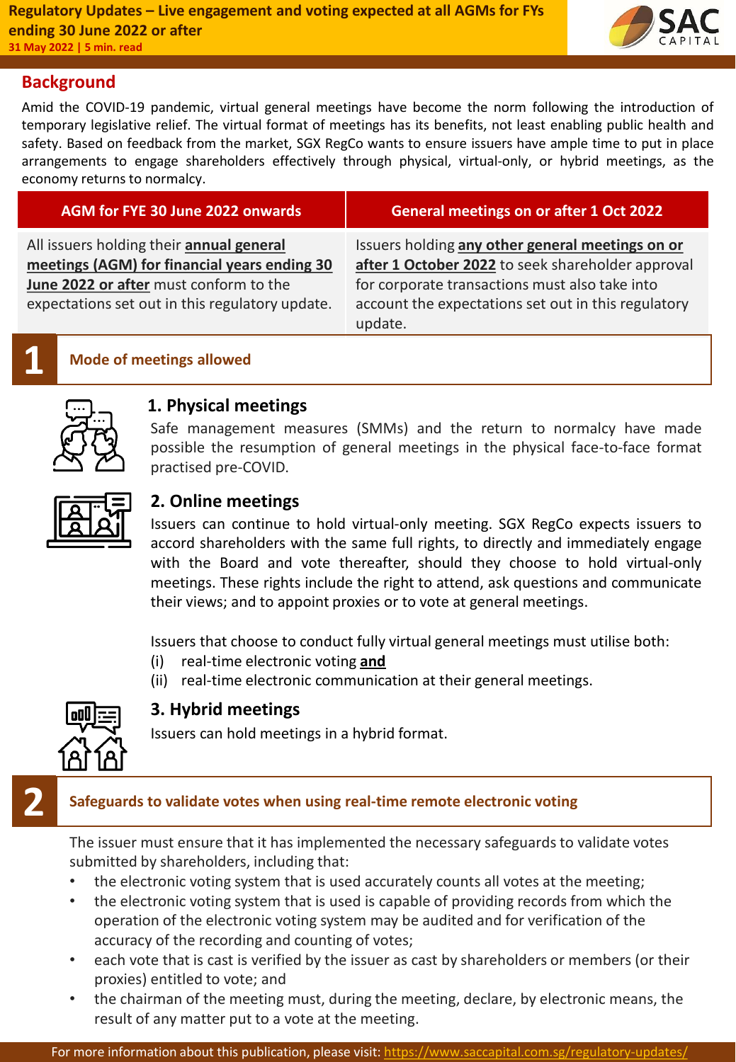# Regulatory Updates – Live engagement and voting expected at all AGMs for FYs ending 30 June 2022 or after

**31 May 2022 | 5 min. read**

## Background

Amid the COVID-19 pandemic, virtual general meetings have become the norm following the introduction of temporary legislative relief. The virtual format of meetings has its benefits, not least enabling public health and safety. Based on feedback from the market, SGX RegCo wants to ensure issuers have ample time to put in place arrangements to engage shareholders effectively through physical, virtual-only, or hybrid meetings, as the economy returns to normalcy.

| AGM for FYE 30 June 2022 onwards | General meetings on or after 1 Oct 2022 |
|---|---|
| All issuers holding their **annual general meetings (AGM) for financial years ending 30 June 2022 or after** must conform to the expectations set out in this regulatory update. | Issuers holding **any other general meetings on or after 1 October 2022** to seek shareholder approval for corporate transactions must also take into account the expectations set out in this regulatory update. |

## 1 Mode of meetings allowed

### 1. Physical meetings

Safe management measures (SMMs) and the return to normalcy have made possible the resumption of general meetings in the physical face-to-face format practised pre-COVID.

### 2. Online meetings

Issuers can continue to hold virtual-only meeting. SGX RegCo expects issuers to accord shareholders with the same full rights, to directly and immediately engage with the Board and vote thereafter, should they choose to hold virtual-only meetings. These rights include the right to attend, ask questions and communicate their views; and to appoint proxies or to vote at general meetings.

Issuers that choose to conduct fully virtual general meetings must utilise both:

(i) real-time electronic voting **and**

(ii) real-time electronic communication at their general meetings.

### 3. Hybrid meetings

Issuers can hold meetings in a hybrid format.

## 2 Safeguards to validate votes when using real-time remote electronic voting

The issuer must ensure that it has implemented the necessary safeguards to validate votes submitted by shareholders, including that:

- the electronic voting system that is used accurately counts all votes at the meeting;
- the electronic voting system that is used is capable of providing records from which the operation of the electronic voting system may be audited and for verification of the accuracy of the recording and counting of votes;
- each vote that is cast is verified by the issuer as cast by shareholders or members (or their proxies) entitled to vote; and
- the chairman of the meeting must, during the meeting, declare, by electronic means, the result of any matter put to a vote at the meeting.

For more information about this publication, please visit: https://www.saccapital.com.sg/regulatory-updates/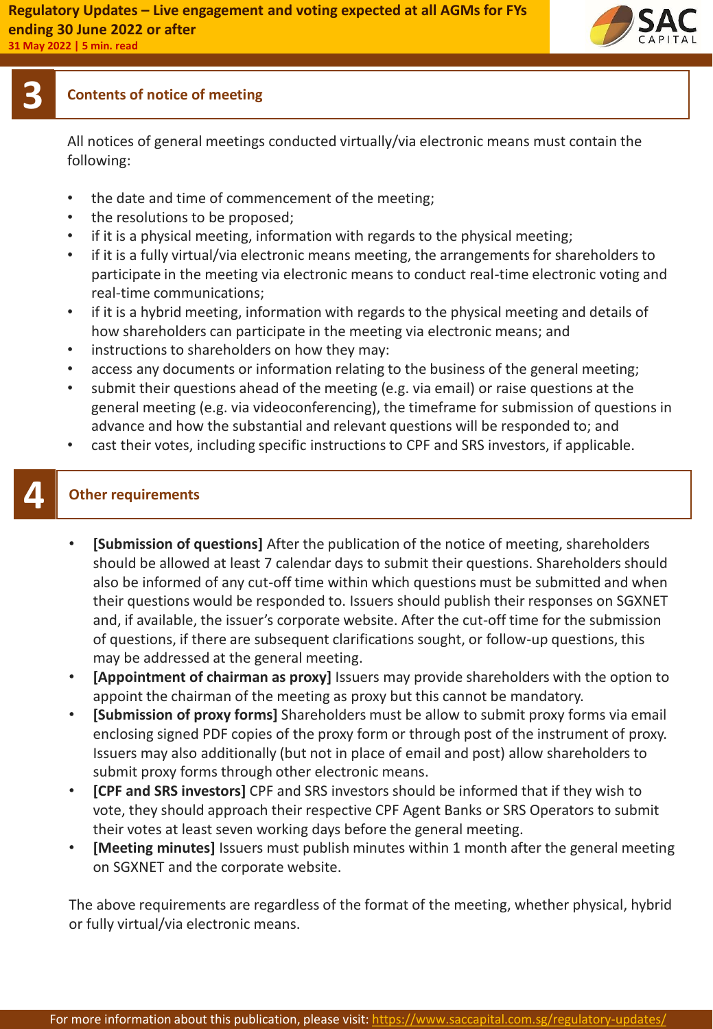## 3 Contents of notice of meeting

All notices of general meetings conducted virtually/via electronic means must contain the following:

- the date and time of commencement of the meeting;
- the resolutions to be proposed;
- if it is a physical meeting, information with regards to the physical meeting;
- if it is a fully virtual/via electronic means meeting, the arrangements for shareholders to participate in the meeting via electronic means to conduct real-time electronic voting and real-time communications;
- if it is a hybrid meeting, information with regards to the physical meeting and details of how shareholders can participate in the meeting via electronic means; and
- instructions to shareholders on how they may:
- access any documents or information relating to the business of the general meeting;
- submit their questions ahead of the meeting (e.g. via email) or raise questions at the general meeting (e.g. via videoconferencing), the timeframe for submission of questions in advance and how the substantial and relevant questions will be responded to; and
- cast their votes, including specific instructions to CPF and SRS investors, if applicable.

## 4 Other requirements

- **[Submission of questions]** After the publication of the notice of meeting, shareholders should be allowed at least 7 calendar days to submit their questions. Shareholders should also be informed of any cut-off time within which questions must be submitted and when their questions would be responded to. Issuers should publish their responses on SGXNET and, if available, the issuer's corporate website. After the cut-off time for the submission of questions, if there are subsequent clarifications sought, or follow-up questions, this may be addressed at the general meeting.
- **[Appointment of chairman as proxy]** Issuers may provide shareholders with the option to appoint the chairman of the meeting as proxy but this cannot be mandatory.
- **[Submission of proxy forms]** Shareholders must be allow to submit proxy forms via email enclosing signed PDF copies of the proxy form or through post of the instrument of proxy. Issuers may also additionally (but not in place of email and post) allow shareholders to submit proxy forms through other electronic means.
- **[CPF and SRS investors]** CPF and SRS investors should be informed that if they wish to vote, they should approach their respective CPF Agent Banks or SRS Operators to submit their votes at least seven working days before the general meeting.
- **[Meeting minutes]** Issuers must publish minutes within 1 month after the general meeting on SGXNET and the corporate website.

The above requirements are regardless of the format of the meeting, whether physical, hybrid or fully virtual/via electronic means.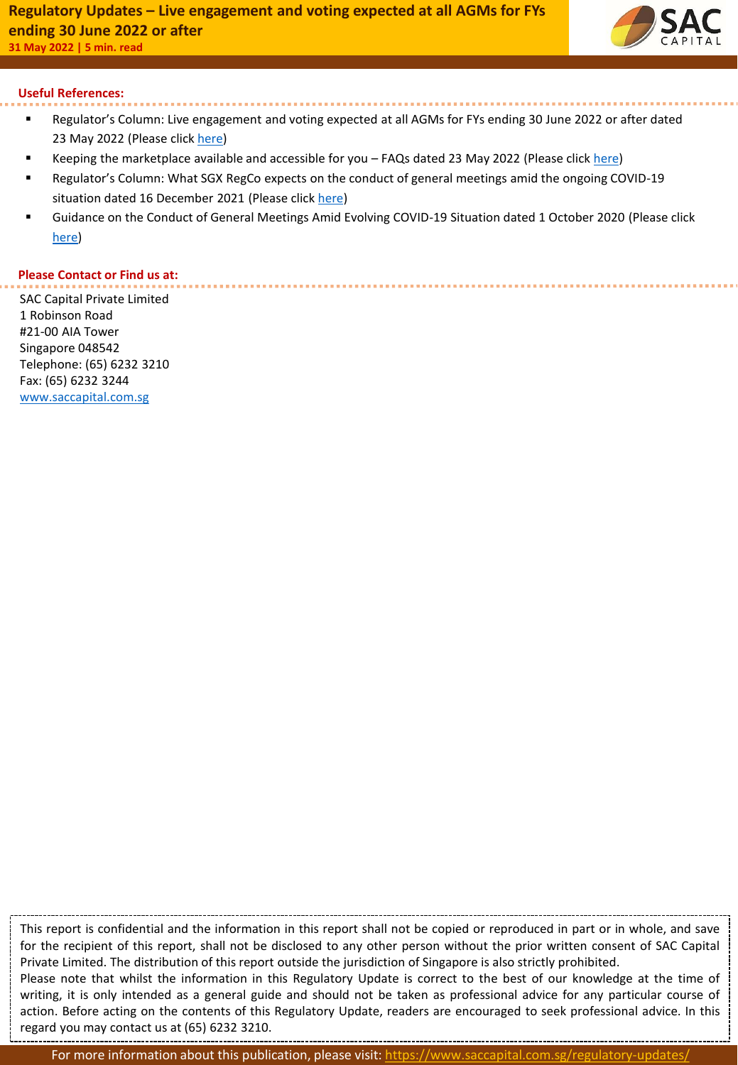## Useful References:

- Regulator's Column: Live engagement and voting expected at all AGMs for FYs ending 30 June 2022 or after dated 23 May 2022 (Please click here)
- Keeping the marketplace available and accessible for you – FAQs dated 23 May 2022 (Please click here)
- Regulator's Column: What SGX RegCo expects on the conduct of general meetings amid the ongoing COVID-19 situation dated 16 December 2021 (Please click here)
- Guidance on the Conduct of General Meetings Amid Evolving COVID-19 Situation dated 1 October 2020 (Please click here)

## Please Contact or Find us at:

SAC Capital Private Limited
1 Robinson Road
#21-00 AIA Tower
Singapore 048542
Telephone: (65) 6232 3210
Fax: (65) 6232 3244
www.saccapital.com.sg

This report is confidential and the information in this report shall not be copied or reproduced in part or in whole, and save for the recipient of this report, shall not be disclosed to any other person without the prior written consent of SAC Capital Private Limited. The distribution of this report outside the jurisdiction of Singapore is also strictly prohibited.
Please note that whilst the information in this Regulatory Update is correct to the best of our knowledge at the time of writing, it is only intended as a general guide and should not be taken as professional advice for any particular course of action. Before acting on the contents of this Regulatory Update, readers are encouraged to seek professional advice. In this regard you may contact us at (65) 6232 3210.